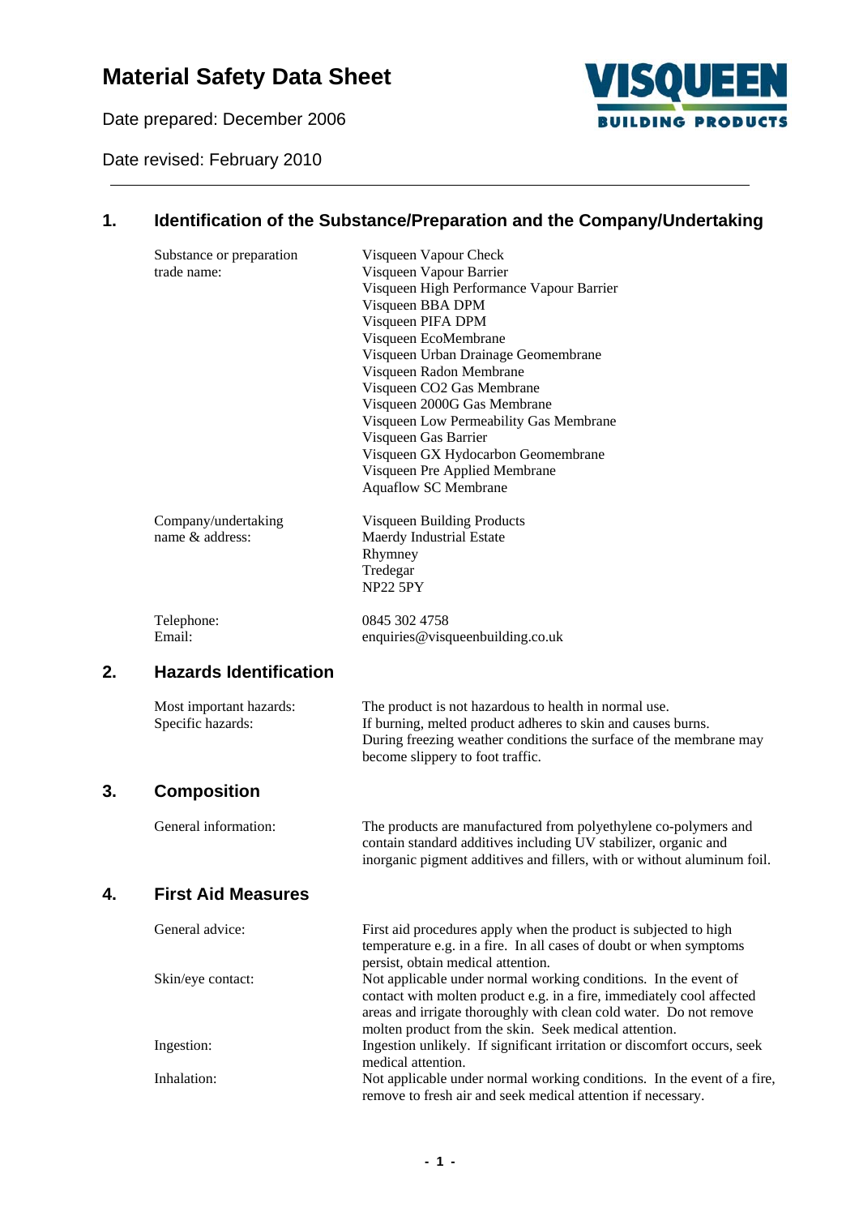# Material Safety Data Sheet

Date prepared: December 2006

Date revised: February 2010

---

## 1. Identification of the Substance/Preparation and the Company/Undertaking

| | |
|---|---|
| Substance or preparation trade name: | Visqueen Vapour Check<br>Visqueen Vapour Barrier<br>Visqueen High Performance Vapour Barrier<br>Visqueen BBA DPM<br>Visqueen PIFA DPM<br>Visqueen EcoMembrane<br>Visqueen Urban Drainage Geomembrane<br>Visqueen Radon Membrane<br>Visqueen CO2 Gas Membrane<br>Visqueen 2000G Gas Membrane<br>Visqueen Low Permeability Gas Membrane<br>Visqueen Gas Barrier<br>Visqueen GX Hydocarbon Geomembrane<br>Visqueen Pre Applied Membrane<br>Aquaflow SC Membrane |
| Company/undertaking name & address: | Visqueen Building Products<br>Maerdy Industrial Estate<br>Rhymney<br>Tredegar<br>NP22 5PY |
| Telephone: | 0845 302 4758 |
| Email: | enquiries@visqueenbuilding.co.uk |

## 2. Hazards Identification

| | |
|---|---|
| Most important hazards: | The product is not hazardous to health in normal use. |
| Specific hazards: | If burning, melted product adheres to skin and causes burns. During freezing weather conditions the surface of the membrane may become slippery to foot traffic. |

## 3. Composition

| | |
|---|---|
| General information: | The products are manufactured from polyethylene co-polymers and contain standard additives including UV stabilizer, organic and inorganic pigment additives and fillers, with or without aluminum foil. |

## 4. First Aid Measures

| | |
|---|---|
| General advice: | First aid procedures apply when the product is subjected to high temperature e.g. in a fire. In all cases of doubt or when symptoms persist, obtain medical attention. |
| Skin/eye contact: | Not applicable under normal working conditions. In the event of contact with molten product e.g. in a fire, immediately cool affected areas and irrigate thoroughly with clean cold water. Do not remove molten product from the skin. Seek medical attention. |
| Ingestion: | Ingestion unlikely. If significant irritation or discomfort occurs, seek medical attention. |
| Inhalation: | Not applicable under normal working conditions. In the event of a fire, remove to fresh air and seek medical attention if necessary. |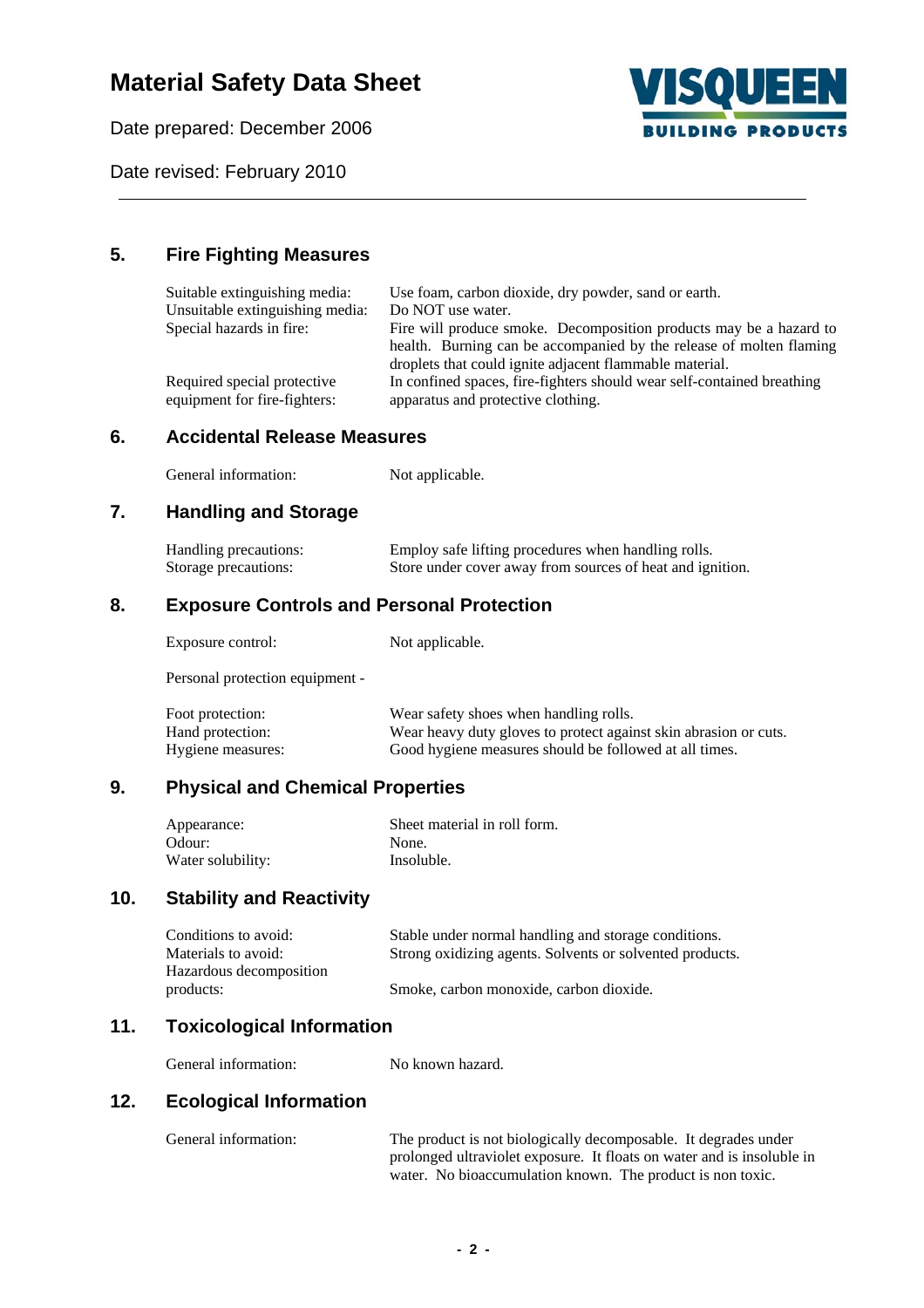## 5. Fire Fighting Measures

| | |
|---|---|
| Suitable extinguishing media: | Use foam, carbon dioxide, dry powder, sand or earth. |
| Unsuitable extinguishing media: | Do NOT use water. |
| Special hazards in fire: | Fire will produce smoke. Decomposition products may be a hazard to health. Burning can be accompanied by the release of molten flaming droplets that could ignite adjacent flammable material. |
| Required special protective equipment for fire-fighters: | In confined spaces, fire-fighters should wear self-contained breathing apparatus and protective clothing. |

## 6. Accidental Release Measures

| | |
|---|---|
| General information: | Not applicable. |

## 7. Handling and Storage

| | |
|---|---|
| Handling precautions: | Employ safe lifting procedures when handling rolls. |
| Storage precautions: | Store under cover away from sources of heat and ignition. |

## 8. Exposure Controls and Personal Protection

| | |
|---|---|
| Exposure control: | Not applicable. |

Personal protection equipment -

| | |
|---|---|
| Foot protection: | Wear safety shoes when handling rolls. |
| Hand protection: | Wear heavy duty gloves to protect against skin abrasion or cuts. |
| Hygiene measures: | Good hygiene measures should be followed at all times. |

## 9. Physical and Chemical Properties

| | |
|---|---|
| Appearance: | Sheet material in roll form. |
| Odour: | None. |
| Water solubility: | Insoluble. |

## 10. Stability and Reactivity

| | |
|---|---|
| Conditions to avoid: | Stable under normal handling and storage conditions. |
| Materials to avoid: | Strong oxidizing agents. Solvents or solvented products. |
| Hazardous decomposition products: | Smoke, carbon monoxide, carbon dioxide. |

## 11. Toxicological Information

| | |
|---|---|
| General information: | No known hazard. |

## 12. Ecological Information

| | |
|---|---|
| General information: | The product is not biologically decomposable. It degrades under prolonged ultraviolet exposure. It floats on water and is insoluble in water. No bioaccumulation known. The product is non toxic. |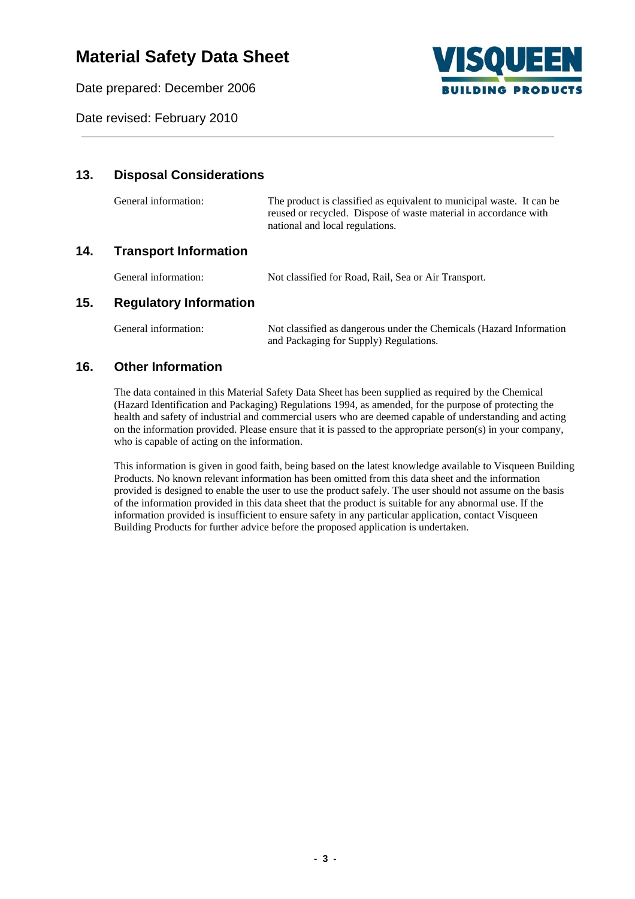## 13. Disposal Considerations

General information: The product is classified as equivalent to municipal waste. It can be reused or recycled. Dispose of waste material in accordance with national and local regulations.

## 14. Transport Information

General information: Not classified for Road, Rail, Sea or Air Transport.

## 15. Regulatory Information

General information: Not classified as dangerous under the Chemicals (Hazard Information and Packaging for Supply) Regulations.

## 16. Other Information

The data contained in this Material Safety Data Sheet has been supplied as required by the Chemical (Hazard Identification and Packaging) Regulations 1994, as amended, for the purpose of protecting the health and safety of industrial and commercial users who are deemed capable of understanding and acting on the information provided. Please ensure that it is passed to the appropriate person(s) in your company, who is capable of acting on the information.

This information is given in good faith, being based on the latest knowledge available to Visqueen Building Products. No known relevant information has been omitted from this data sheet and the information provided is designed to enable the user to use the product safely. The user should not assume on the basis of the information provided in this data sheet that the product is suitable for any abnormal use. If the information provided is insufficient to ensure safety in any particular application, contact Visqueen Building Products for further advice before the proposed application is undertaken.